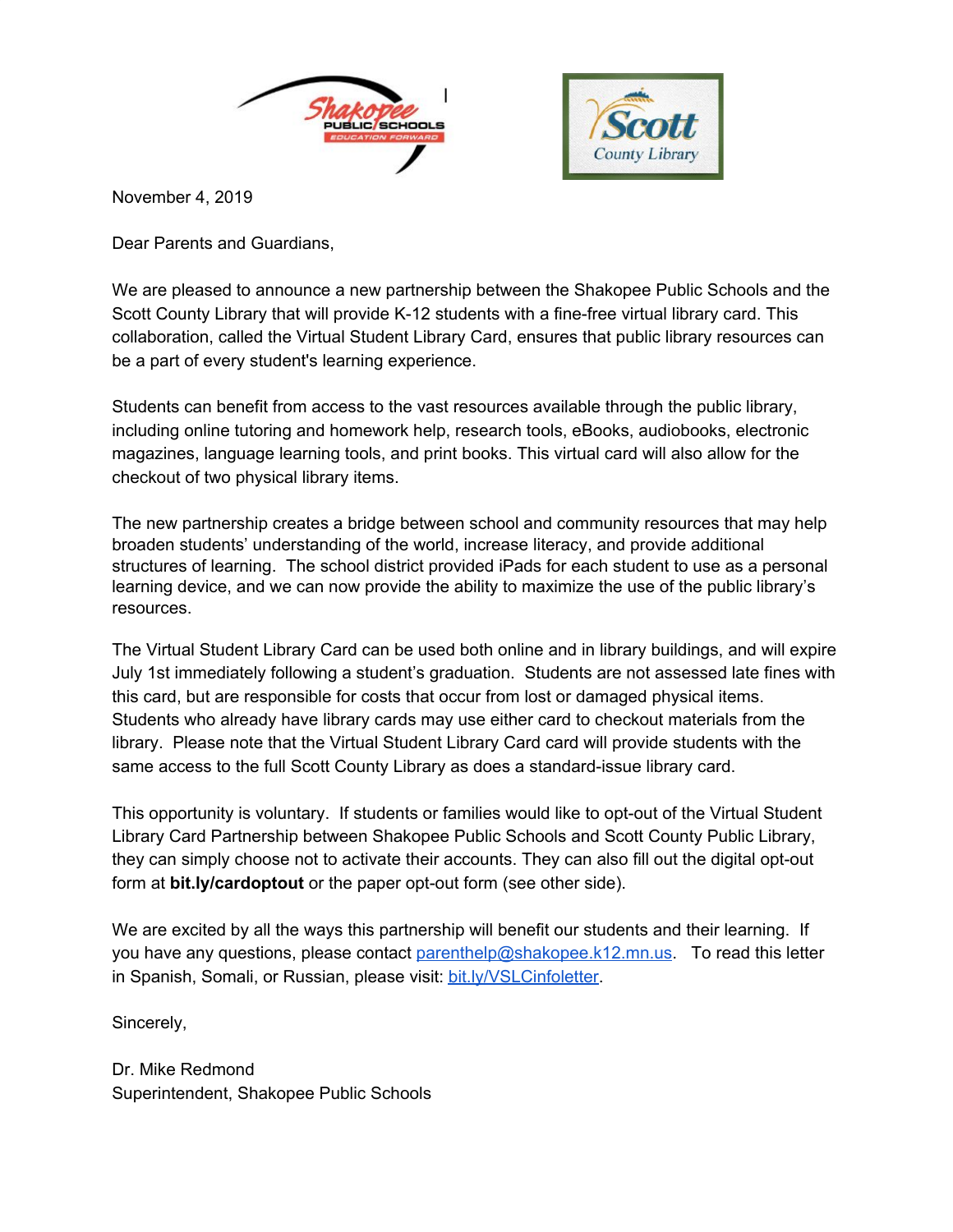November 4, 2019

Dear Parents and Guardians,

We are pleased to announce a new partnership between the Shakopee Public Schools and the Scott County Library that will provide K-12 students with a fine-free virtual library card. This collaboration, called the Virtual Student Library Card, ensures that public library resources can be a part of every student's learning experience.

Students can benefit from access to the vast resources available through the public library, including online tutoring and homework help, research tools, eBooks, audiobooks, electronic magazines, language learning tools, and print books. This virtual card will also allow for the checkout of two physical library items.

The new partnership creates a bridge between school and community resources that may help broaden students' understanding of the world, increase literacy, and provide additional structures of learning. The school district provided iPads for each student to use as a personal learning device, and we can now provide the ability to maximize the use of the public library's resources.

The Virtual Student Library Card can be used both online and in library buildings, and will expire July 1st immediately following a student's graduation. Students are not assessed late fines with this card, but are responsible for costs that occur from lost or damaged physical items. Students who already have library cards may use either card to checkout materials from the library. Please note that the Virtual Student Library Card card will provide students with the same access to the full Scott County Library as does a standard-issue library card.

This opportunity is voluntary. If students or families would like to opt-out of the Virtual Student Library Card Partnership between Shakopee Public Schools and Scott County Public Library, they can simply choose not to activate their accounts. They can also fill out the digital opt-out form at **bit.ly/cardoptout** or the paper opt-out form (see other side).

We are excited by all the ways this partnership will benefit our students and their learning. If you have any questions, please contact parenthelp@shakopee.k12.mn.us. To read this letter in Spanish, Somali, or Russian, please visit: bit.ly/VSLCinfoletter.

Sincerely,

Dr. Mike Redmond
Superintendent, Shakopee Public Schools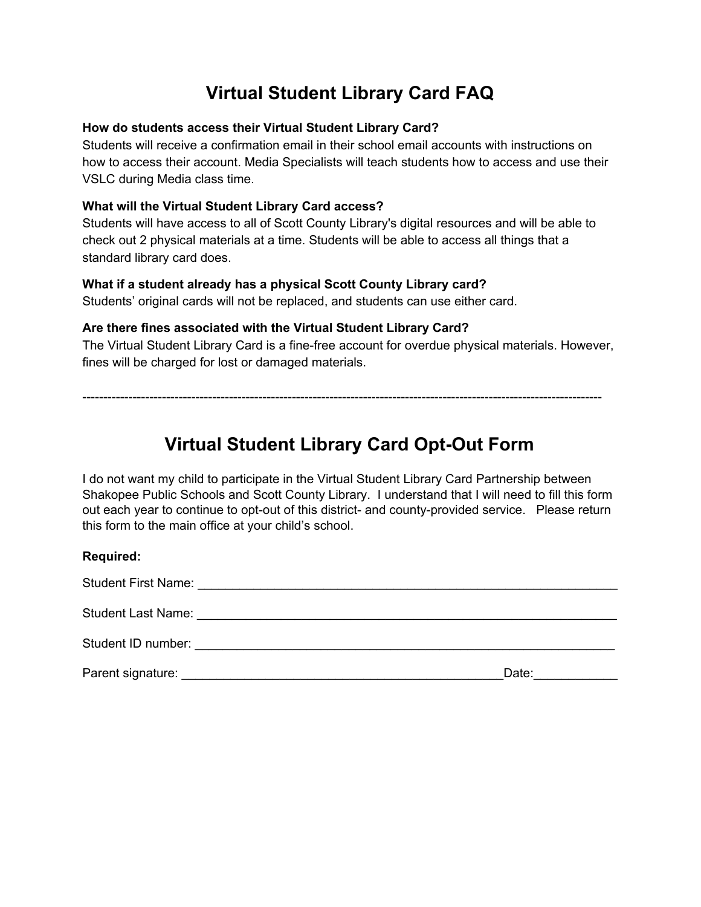# Virtual Student Library Card FAQ

**How do students access their Virtual Student Library Card?**
Students will receive a confirmation email in their school email accounts with instructions on how to access their account. Media Specialists will teach students how to access and use their VSLC during Media class time.

**What will the Virtual Student Library Card access?**
Students will have access to all of Scott County Library's digital resources and will be able to check out 2 physical materials at a time. Students will be able to access all things that a standard library card does.

**What if a student already has a physical Scott County Library card?**
Students' original cards will not be replaced, and students can use either card.

**Are there fines associated with the Virtual Student Library Card?**
The Virtual Student Library Card is a fine-free account for overdue physical materials. However, fines will be charged for lost or damaged materials.

---

# Virtual Student Library Card Opt-Out Form

I do not want my child to participate in the Virtual Student Library Card Partnership between Shakopee Public Schools and Scott County Library. I understand that I will need to fill this form out each year to continue to opt-out of this district- and county-provided service. Please return this form to the main office at your child's school.

**Required:**

Student First Name: ______________________________________________

Student Last Name: ______________________________________________

Student ID number: ______________________________________________

Parent signature: ____________________________________ Date: ____________